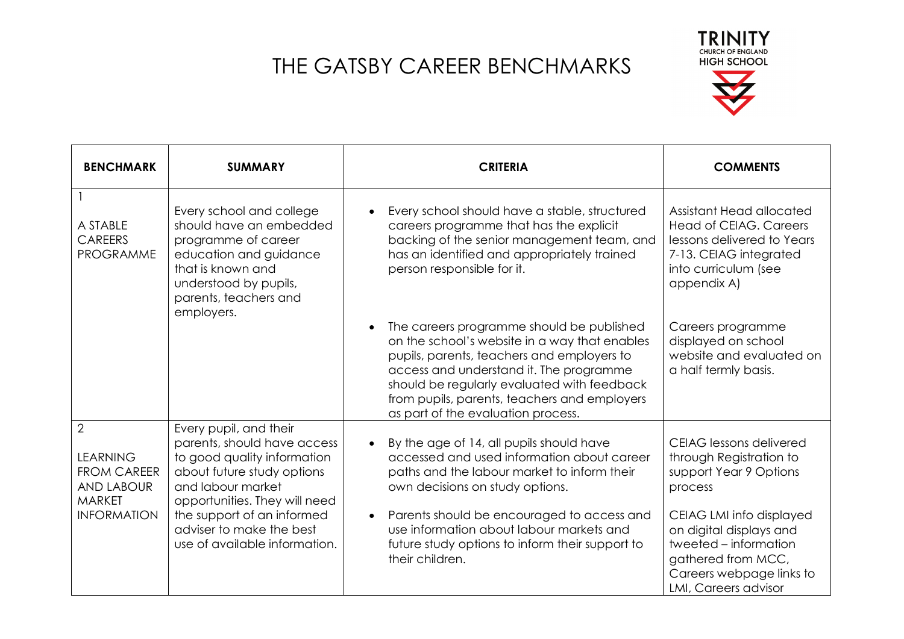# THE GATSBY CAREER BENCHMARKS

TRINITY CHURCH OF ENGLAND HIGH SCHOOL

| BENCHMARK | SUMMARY | CRITERIA | COMMENTS |
|---|---|---|---|
| 1 A STABLE CAREERS PROGRAMME | Every school and college should have an embedded programme of career education and guidance that is known and understood by pupils, parents, teachers and employers. | • Every school should have a stable, structured careers programme that has the explicit backing of the senior management team, and has an identified and appropriately trained person responsible for it. | Assistant Head allocated Head of CEIAG. Careers lessons delivered to Years 7-13. CEIAG integrated into curriculum (see appendix A) |
| | | • The careers programme should be published on the school's website in a way that enables pupils, parents, teachers and employers to access and understand it. The programme should be regularly evaluated with feedback from pupils, parents, teachers and employers as part of the evaluation process. | Careers programme displayed on school website and evaluated on a half termly basis. |
| 2 LEARNING FROM CAREER AND LABOUR MARKET INFORMATION | Every pupil, and their parents, should have access to good quality information about future study options and labour market opportunities. They will need the support of an informed adviser to make the best use of available information. | • By the age of 14, all pupils should have accessed and used information about career paths and the labour market to inform their own decisions on study options. | CEIAG lessons delivered through Registration to support Year 9 Options process |
| | | • Parents should be encouraged to access and use information about labour markets and future study options to inform their support to their children. | CEIAG LMI info displayed on digital displays and tweeted – information gathered from MCC, Careers webpage links to LMI, Careers advisor |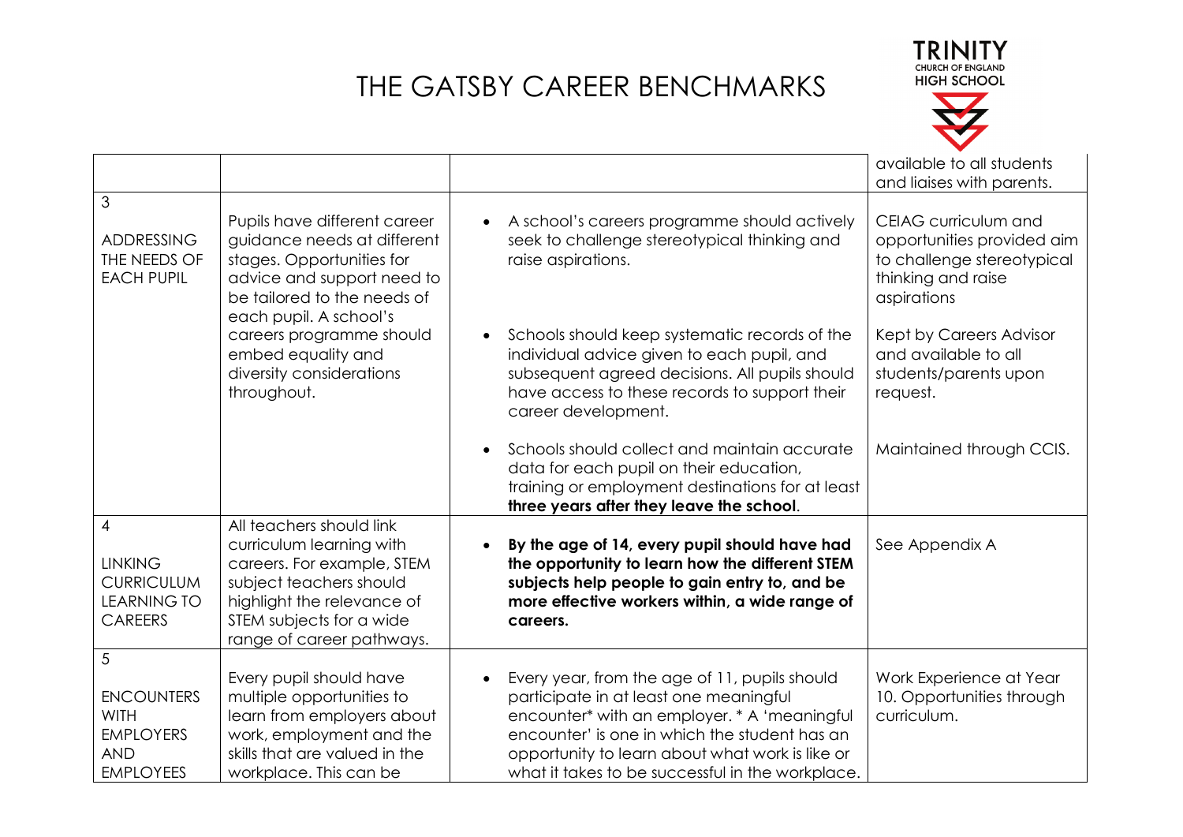# THE GATSBY CAREER BENCHMARKS

TRINITY CHURCH OF ENGLAND HIGH SCHOOL

| | | | |
|---|---|---|---|
| | | | available to all students and liaises with parents. |
| 3<br><br>ADDRESSING THE NEEDS OF EACH PUPIL | Pupils have different career guidance needs at different stages. Opportunities for advice and support need to be tailored to the needs of each pupil. A school's careers programme should embed equality and diversity considerations throughout. | • A school's careers programme should actively seek to challenge stereotypical thinking and raise aspirations. | CEIAG curriculum and opportunities provided aim to challenge stereotypical thinking and raise aspirations |
| | | • Schools should keep systematic records of the individual advice given to each pupil, and subsequent agreed decisions. All pupils should have access to these records to support their career development. | Kept by Careers Advisor and available to all students/parents upon request. |
| | | • Schools should collect and maintain accurate data for each pupil on their education, training or employment destinations for at least **three years after they leave the school**. | Maintained through CCIS. |
| 4<br><br>LINKING CURRICULUM LEARNING TO CAREERS | All teachers should link curriculum learning with careers. For example, STEM subject teachers should highlight the relevance of STEM subjects for a wide range of career pathways. | • **By the age of 14, every pupil should have had the opportunity to learn how the different STEM subjects help people to gain entry to, and be more effective workers within, a wide range of careers.** | See Appendix A |
| 5<br><br>ENCOUNTERS WITH EMPLOYERS AND EMPLOYEES | Every pupil should have multiple opportunities to learn from employers about work, employment and the skills that are valued in the workplace. This can be | • Every year, from the age of 11, pupils should participate in at least one meaningful encounter* with an employer. * A 'meaningful encounter' is one in which the student has an opportunity to learn about what work is like or what it takes to be successful in the workplace. | Work Experience at Year 10. Opportunities through curriculum. |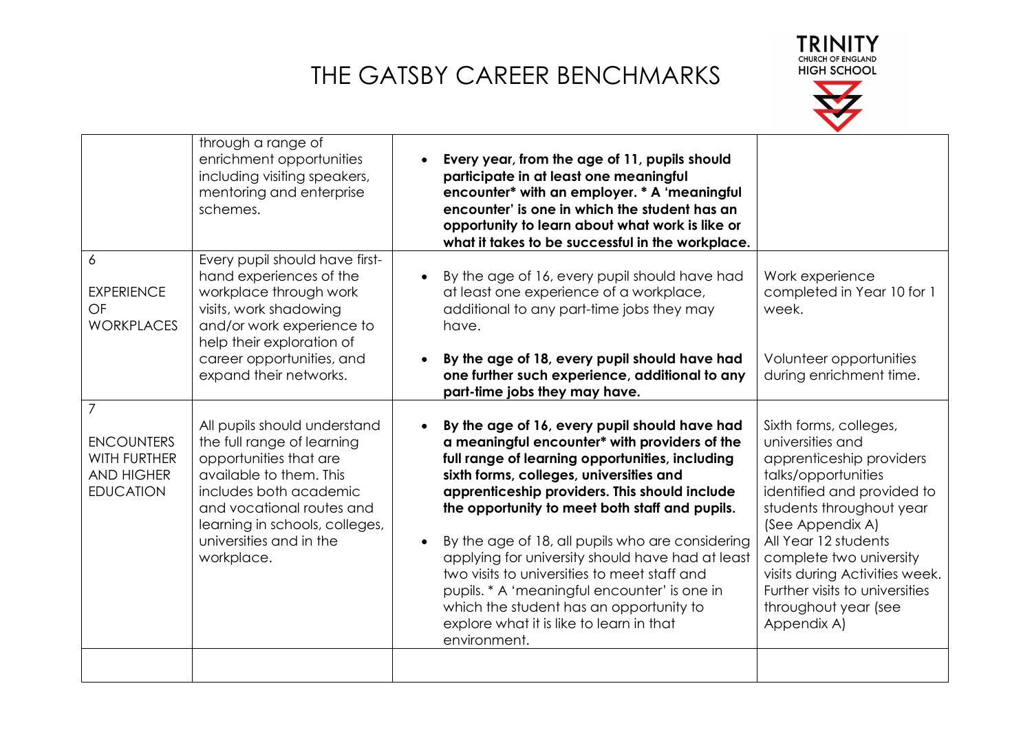# THE GATSBY CAREER BENCHMARKS

| | | | |
|---|---|---|---|
| | through a range of enrichment opportunities including visiting speakers, mentoring and enterprise schemes. | • **Every year, from the age of 11, pupils should participate in at least one meaningful encounter* with an employer. * A 'meaningful encounter' is one in which the student has an opportunity to learn about what work is like or what it takes to be successful in the workplace.** | |
| 6 EXPERIENCE OF WORKPLACES | Every pupil should have first-hand experiences of the workplace through work visits, work shadowing and/or work experience to help their exploration of career opportunities, and expand their networks. | • By the age of 16, every pupil should have had at least one experience of a workplace, additional to any part-time jobs they may have. <br> • **By the age of 18, every pupil should have had one further such experience, additional to any part-time jobs they may have.** | Work experience completed in Year 10 for 1 week. <br><br> Volunteer opportunities during enrichment time. |
| 7 ENCOUNTERS WITH FURTHER AND HIGHER EDUCATION | All pupils should understand the full range of learning opportunities that are available to them. This includes both academic and vocational routes and learning in schools, colleges, universities and in the workplace. | • **By the age of 16, every pupil should have had a meaningful encounter* with providers of the full range of learning opportunities, including sixth forms, colleges, universities and apprenticeship providers. This should include the opportunity to meet both staff and pupils.** <br> • By the age of 18, all pupils who are considering applying for university should have had at least two visits to universities to meet staff and pupils. * A 'meaningful encounter' is one in which the student has an opportunity to explore what it is like to learn in that environment. | Sixth forms, colleges, universities and apprenticeship providers talks/opportunities identified and provided to students throughout year (See Appendix A) <br> All Year 12 students complete two university visits during Activities week. Further visits to universities throughout year (see Appendix A) |
| | | | |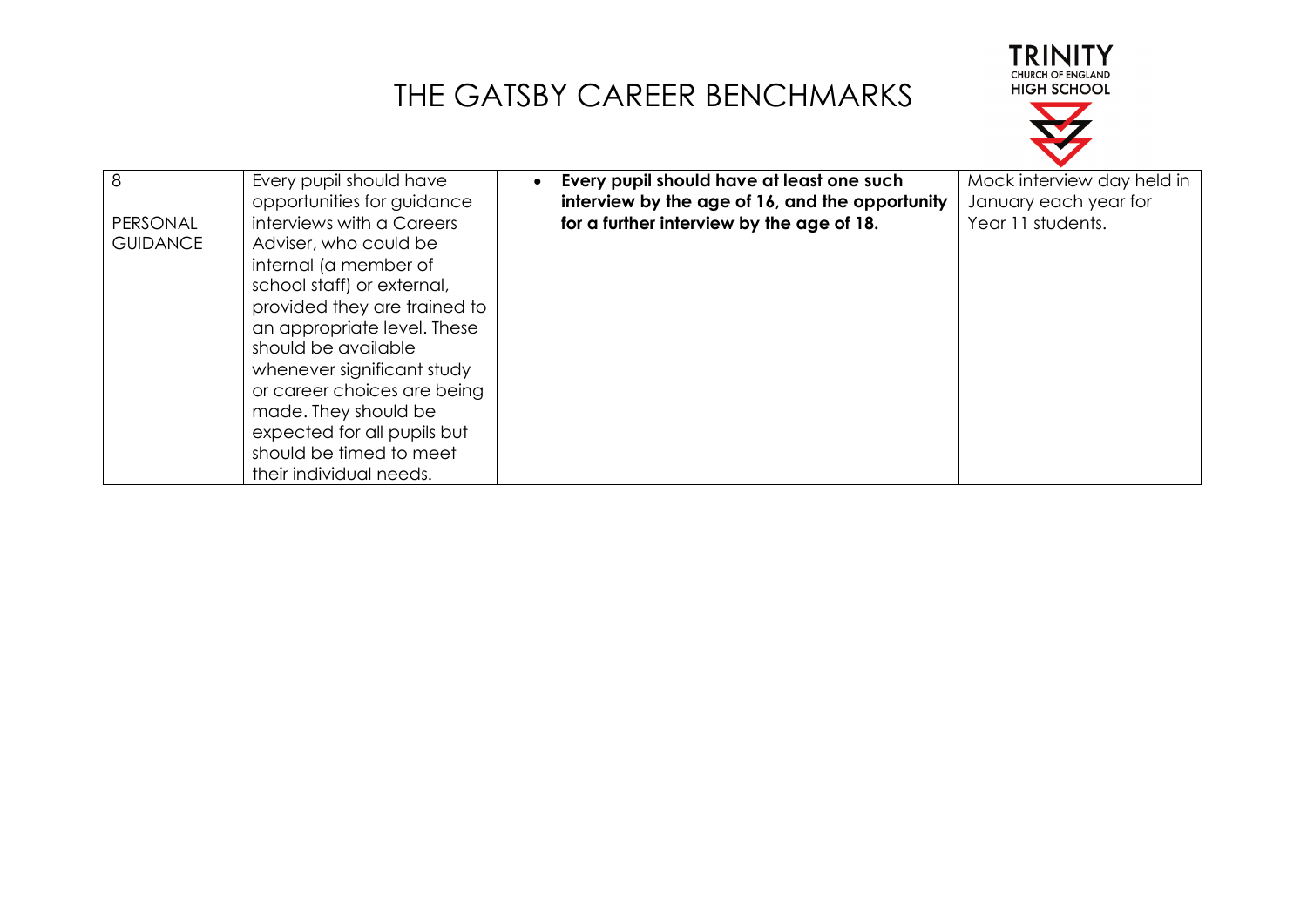# THE GATSBY CAREER BENCHMARKS

TRINITY CHURCH OF ENGLAND HIGH SCHOOL

| | | | |
|---|---|---|---|
| 8<br><br>PERSONAL GUIDANCE | Every pupil should have opportunities for guidance interviews with a Careers Adviser, who could be internal (a member of school staff) or external, provided they are trained to an appropriate level. These should be available whenever significant study or career choices are being made. They should be expected for all pupils but should be timed to meet their individual needs. | • **Every pupil should have at least one such interview by the age of 16, and the opportunity for a further interview by the age of 18.** | Mock interview day held in January each year for Year 11 students. |